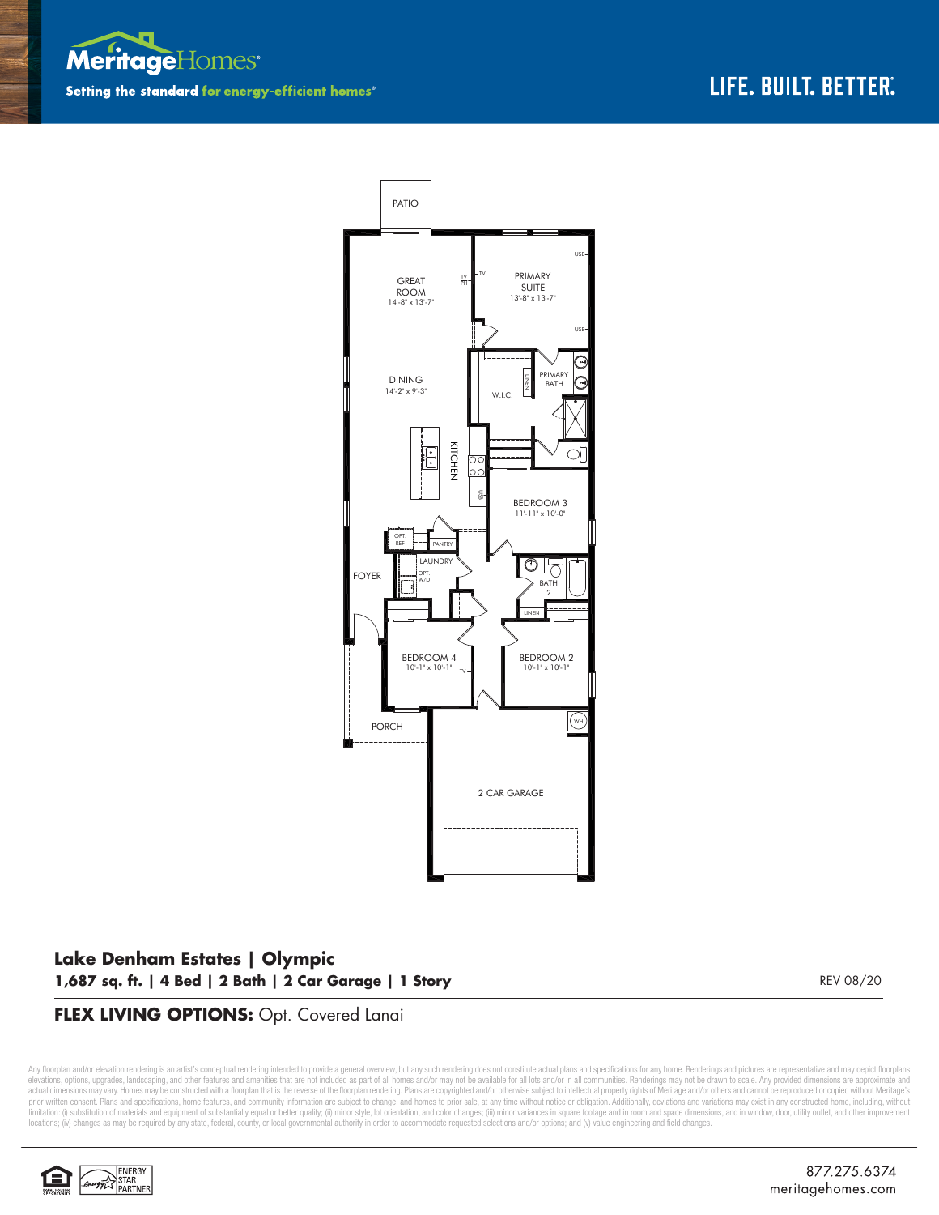Meritage Homes
Setting the standard for energy-efficient homes®

LIFE. BUILT. BETTER.

PATIO

GREAT ROOM
14'-8" x 13'-7"

PRIMARY SUITE
13'-8" x 13'-7"

DINING
14'-2" x 9'-3"

W.I.C.

LINEN

PRIMARY BATH

KITCHEN

BEDROOM 3
11'-11" x 10'-0"

OPT. REF.

PANTRY

LAUNDRY

OPT. W/D

FOYER

BATH 2

LINEN

BEDROOM 4
10'-1" x 10'-1"

BEDROOM 2
10'-1" x 10'-1"

WH

PORCH

2 CAR GARAGE

## Lake Denham Estates | Olympic

**1,687 sq. ft. | 4 Bed | 2 Bath | 2 Car Garage | 1 Story**

REV 08/20

**FLEX LIVING OPTIONS:** Opt. Covered Lanai

Any floorplan and/or elevation rendering is an artist's conceptual rendering intended to provide a general overview, but any such rendering does not constitute actual plans and specifications for any home. Renderings and pictures are representative and may depict floorplans, elevations, options, upgrades, landscaping, and other features and amenities that are not included as part of all homes and/or may not be available for all lots and/or in all communities. Renderings may not be drawn to scale. Any provided dimensions are approximate and actual dimensions may vary. Homes may be constructed with a floorplan that is the reverse of the floorplan rendering. Plans are copyrighted and/or otherwise subject to intellectual property rights of Meritage and/or others and cannot be reproduced or copied without Meritage's prior written consent. Plans and specifications, home features, and community information are subject to change, and homes to prior sale, at any time without notice or obligation. Additionally, deviations and variations may exist in any constructed home, including, without limitation: (i) substitution of materials and equipment of substantially equal or better quality; (ii) minor style, lot orientation, and color changes; (iii) minor variances in square footage and in room and space dimensions, and in window, door, utility outlet, and other improvement locations; (iv) changes as may be required by any state, federal, county, or local governmental authority in order to accommodate requested selections and/or options; and (v) value engineering and field changes.

ENERGY STAR PARTNER

877.275.6374
meritagehomes.com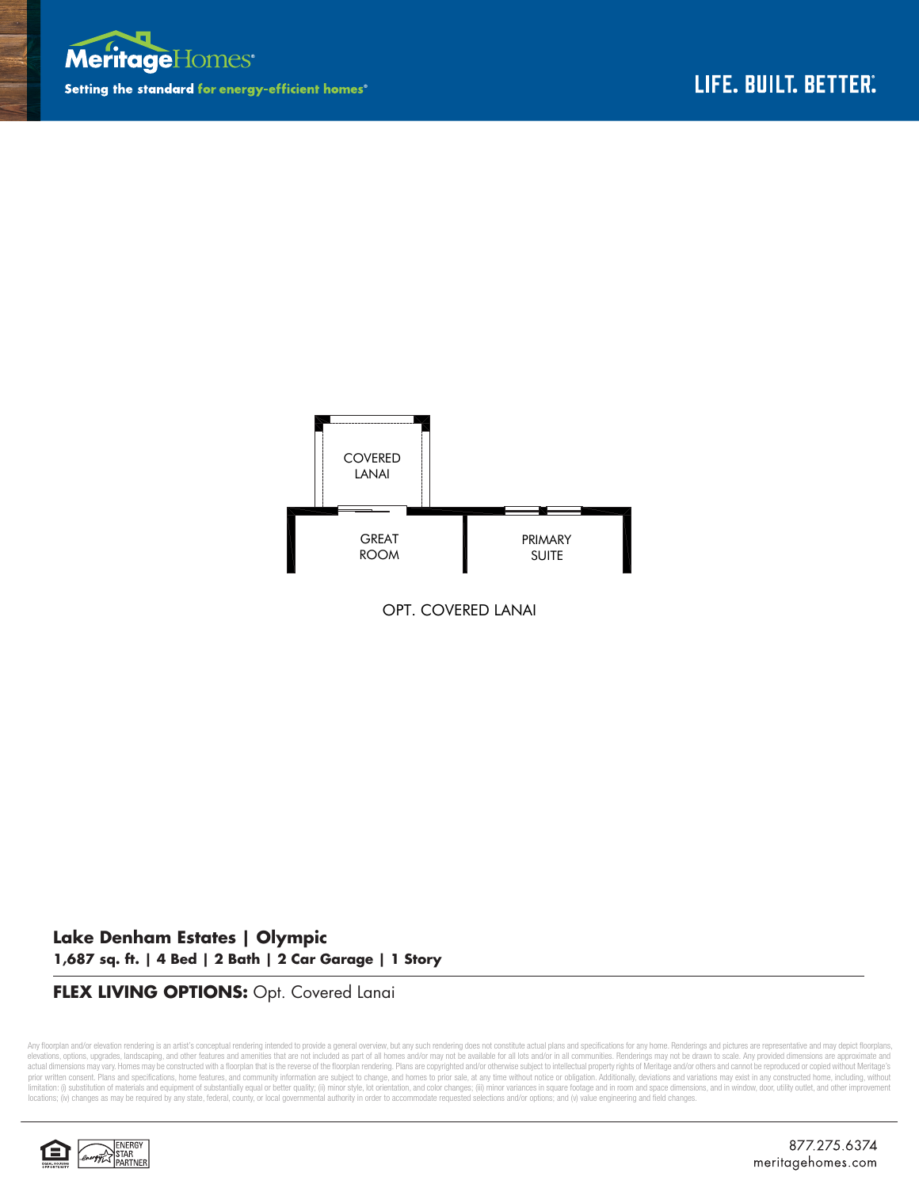COVERED LANAI

GREAT ROOM

PRIMARY SUITE

OPT. COVERED LANAI

**Lake Denham Estates | Olympic**

**1,687 sq. ft. | 4 Bed | 2 Bath | 2 Car Garage | 1 Story**

**FLEX LIVING OPTIONS:** Opt. Covered Lanai

Any floorplan and/or elevation rendering is an artist's conceptual rendering intended to provide a general overview, but any such rendering does not constitute actual plans and specifications for any home. Renderings and pictures are representative and may depict floorplans, elevations, options, upgrades, landscaping, and other features and amenities that are not included as part of all homes and/or may not be available for all lots and/or in all communities. Renderings may not be drawn to scale. Any provided dimensions are approximate and actual dimensions may vary. Homes may be constructed with a floorplan that is the reverse of the floorplan rendering. Plans are copyrighted and/or otherwise subject to intellectual property rights of Meritage and/or others and cannot be reproduced or copied without Meritage's prior written consent. Plans and specifications, home features, and community information are subject to change, and homes to prior sale, at any time without notice or obligation. Additionally, deviations and variations may exist in any constructed home, including, without limitation: (i) substitution of materials and equipment of substantially equal or better quality; (ii) minor style, lot orientation, and color changes; (iii) minor variances in square footage and in room and space dimensions, and in window, door, utility outlet, and other improvement locations; (iv) changes as may be required by any state, federal, county, or local governmental authority in order to accommodate requested selections and/or options; and (v) value engineering and field changes.

877.275.6374
meritagehomes.com